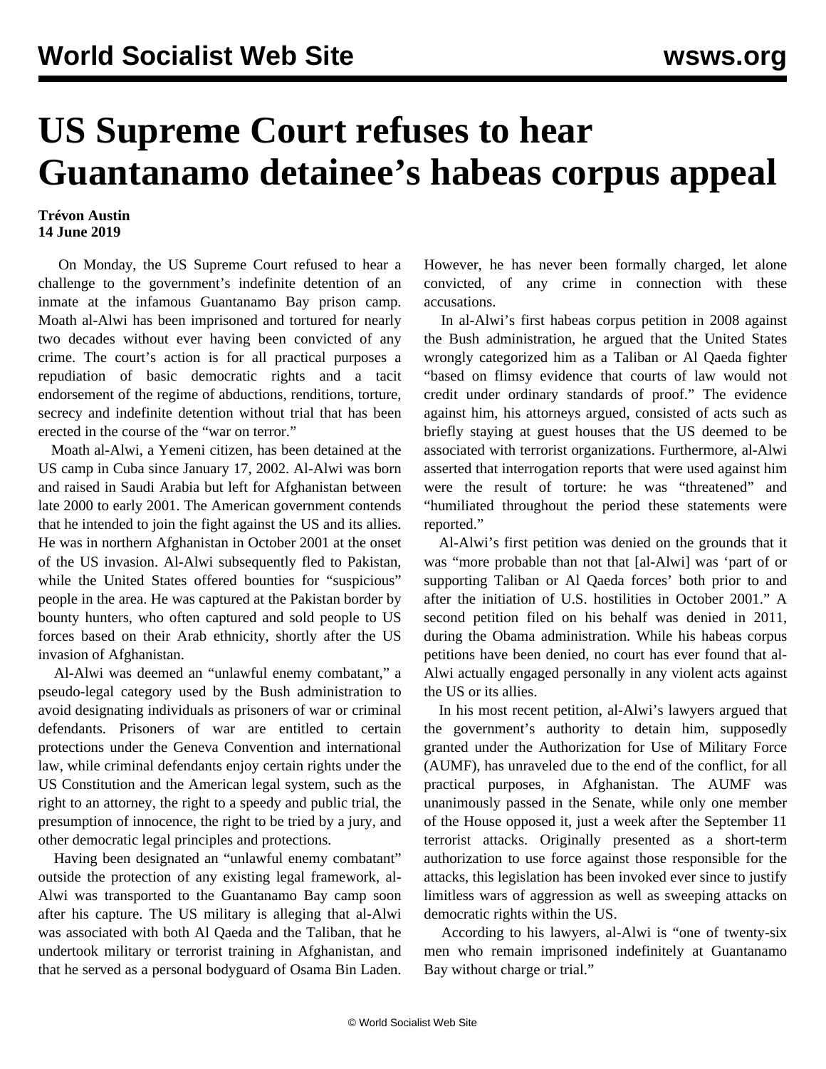# US Supreme Court refuses to hear Guantanamo detainee's habeas corpus appeal

**Trévon Austin**
**14 June 2019**

On Monday, the US Supreme Court refused to hear a challenge to the government's indefinite detention of an inmate at the infamous Guantanamo Bay prison camp. Moath al-Alwi has been imprisoned and tortured for nearly two decades without ever having been convicted of any crime. The court's action is for all practical purposes a repudiation of basic democratic rights and a tacit endorsement of the regime of abductions, renditions, torture, secrecy and indefinite detention without trial that has been erected in the course of the "war on terror."

Moath al-Alwi, a Yemeni citizen, has been detained at the US camp in Cuba since January 17, 2002. Al-Alwi was born and raised in Saudi Arabia but left for Afghanistan between late 2000 to early 2001. The American government contends that he intended to join the fight against the US and its allies. He was in northern Afghanistan in October 2001 at the onset of the US invasion. Al-Alwi subsequently fled to Pakistan, while the United States offered bounties for "suspicious" people in the area. He was captured at the Pakistan border by bounty hunters, who often captured and sold people to US forces based on their Arab ethnicity, shortly after the US invasion of Afghanistan.

Al-Alwi was deemed an "unlawful enemy combatant," a pseudo-legal category used by the Bush administration to avoid designating individuals as prisoners of war or criminal defendants. Prisoners of war are entitled to certain protections under the Geneva Convention and international law, while criminal defendants enjoy certain rights under the US Constitution and the American legal system, such as the right to an attorney, the right to a speedy and public trial, the presumption of innocence, the right to be tried by a jury, and other democratic legal principles and protections.

Having been designated an "unlawful enemy combatant" outside the protection of any existing legal framework, al-Alwi was transported to the Guantanamo Bay camp soon after his capture. The US military is alleging that al-Alwi was associated with both Al Qaeda and the Taliban, that he undertook military or terrorist training in Afghanistan, and that he served as a personal bodyguard of Osama Bin Laden. However, he has never been formally charged, let alone convicted, of any crime in connection with these accusations.

In al-Alwi's first habeas corpus petition in 2008 against the Bush administration, he argued that the United States wrongly categorized him as a Taliban or Al Qaeda fighter "based on flimsy evidence that courts of law would not credit under ordinary standards of proof." The evidence against him, his attorneys argued, consisted of acts such as briefly staying at guest houses that the US deemed to be associated with terrorist organizations. Furthermore, al-Alwi asserted that interrogation reports that were used against him were the result of torture: he was "threatened" and "humiliated throughout the period these statements were reported."

Al-Alwi's first petition was denied on the grounds that it was "more probable than not that [al-Alwi] was 'part of or supporting Taliban or Al Qaeda forces' both prior to and after the initiation of U.S. hostilities in October 2001." A second petition filed on his behalf was denied in 2011, during the Obama administration. While his habeas corpus petitions have been denied, no court has ever found that al-Alwi actually engaged personally in any violent acts against the US or its allies.

In his most recent petition, al-Alwi's lawyers argued that the government's authority to detain him, supposedly granted under the Authorization for Use of Military Force (AUMF), has unraveled due to the end of the conflict, for all practical purposes, in Afghanistan. The AUMF was unanimously passed in the Senate, while only one member of the House opposed it, just a week after the September 11 terrorist attacks. Originally presented as a short-term authorization to use force against those responsible for the attacks, this legislation has been invoked ever since to justify limitless wars of aggression as well as sweeping attacks on democratic rights within the US.

According to his lawyers, al-Alwi is "one of twenty-six men who remain imprisoned indefinitely at Guantanamo Bay without charge or trial."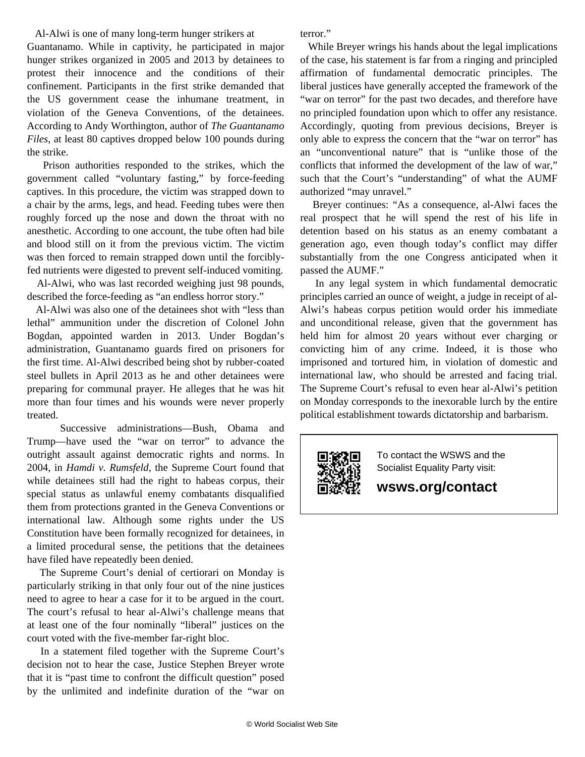Al-Alwi is one of many long-term hunger strikers at Guantanamo. While in captivity, he participated in major hunger strikes organized in 2005 and 2013 by detainees to protest their innocence and the conditions of their confinement. Participants in the first strike demanded that the US government cease the inhumane treatment, in violation of the Geneva Conventions, of the detainees. According to Andy Worthington, author of *The Guantanamo Files*, at least 80 captives dropped below 100 pounds during the strike.

Prison authorities responded to the strikes, which the government called "voluntary fasting," by force-feeding captives. In this procedure, the victim was strapped down to a chair by the arms, legs, and head. Feeding tubes were then roughly forced up the nose and down the throat with no anesthetic. According to one account, the tube often had bile and blood still on it from the previous victim. The victim was then forced to remain strapped down until the forcibly-fed nutrients were digested to prevent self-induced vomiting.

Al-Alwi, who was last recorded weighing just 98 pounds, described the force-feeding as "an endless horror story."

Al-Alwi was also one of the detainees shot with "less than lethal" ammunition under the discretion of Colonel John Bogdan, appointed warden in 2013. Under Bogdan's administration, Guantanamo guards fired on prisoners for the first time. Al-Alwi described being shot by rubber-coated steel bullets in April 2013 as he and other detainees were preparing for communal prayer. He alleges that he was hit more than four times and his wounds were never properly treated.

Successive administrations—Bush, Obama and Trump—have used the "war on terror" to advance the outright assault against democratic rights and norms. In 2004, in *Hamdi v. Rumsfeld*, the Supreme Court found that while detainees still had the right to habeas corpus, their special status as unlawful enemy combatants disqualified them from protections granted in the Geneva Conventions or international law. Although some rights under the US Constitution have been formally recognized for detainees, in a limited procedural sense, the petitions that the detainees have filed have repeatedly been denied.

The Supreme Court's denial of certiorari on Monday is particularly striking in that only four out of the nine justices need to agree to hear a case for it to be argued in the court. The court's refusal to hear al-Alwi's challenge means that at least one of the four nominally "liberal" justices on the court voted with the five-member far-right bloc.

In a statement filed together with the Supreme Court's decision not to hear the case, Justice Stephen Breyer wrote that it is "past time to confront the difficult question" posed by the unlimited and indefinite duration of the "war on terror."

While Breyer wrings his hands about the legal implications of the case, his statement is far from a ringing and principled affirmation of fundamental democratic principles. The liberal justices have generally accepted the framework of the "war on terror" for the past two decades, and therefore have no principled foundation upon which to offer any resistance. Accordingly, quoting from previous decisions, Breyer is only able to express the concern that the "war on terror" has an "unconventional nature" that is "unlike those of the conflicts that informed the development of the law of war," such that the Court's "understanding" of what the AUMF authorized "may unravel."

Breyer continues: "As a consequence, al-Alwi faces the real prospect that he will spend the rest of his life in detention based on his status as an enemy combatant a generation ago, even though today's conflict may differ substantially from the one Congress anticipated when it passed the AUMF."

In any legal system in which fundamental democratic principles carried an ounce of weight, a judge in receipt of al-Alwi's habeas corpus petition would order his immediate and unconditional release, given that the government has held him for almost 20 years without ever charging or convicting him of any crime. Indeed, it is those who imprisoned and tortured him, in violation of domestic and international law, who should be arrested and facing trial. The Supreme Court's refusal to even hear al-Alwi's petition on Monday corresponds to the inexorable lurch by the entire political establishment towards dictatorship and barbarism.

To contact the WSWS and the Socialist Equality Party visit:

**wsws.org/contact**